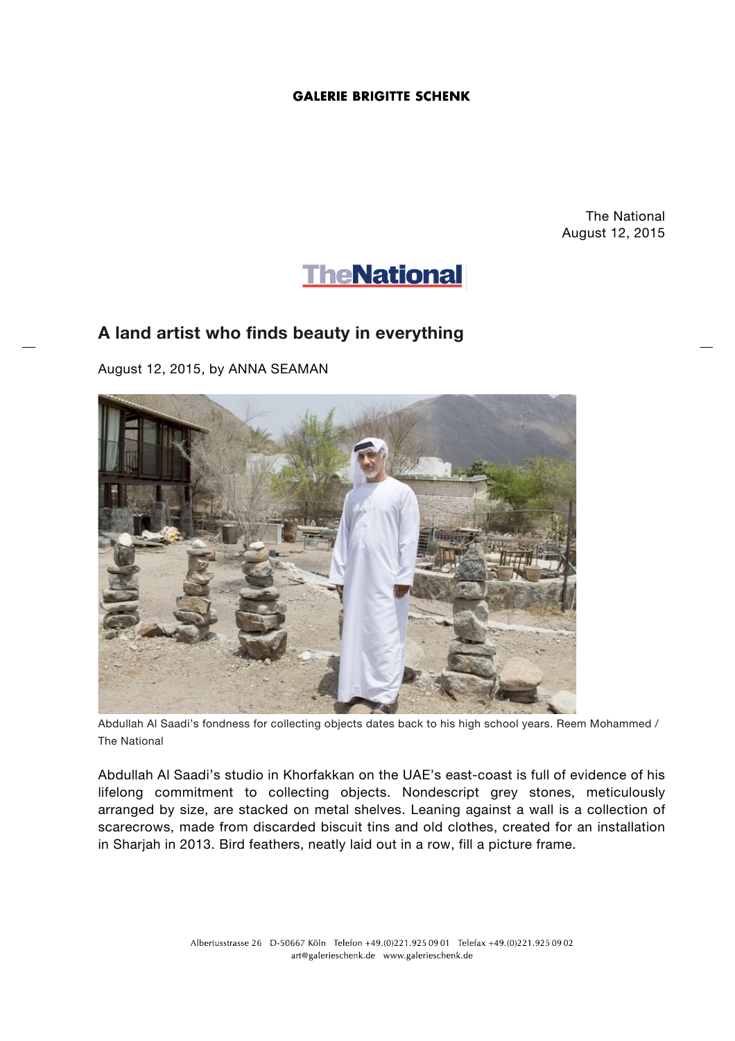GALERIE BRIGITTE SCHENK

The National
August 12, 2015

TheNational

## A land artist who finds beauty in everything

August 12, 2015, by ANNA SEAMAN

Abdullah Al Saadi's fondness for collecting objects dates back to his high school years. Reem Mohammed / The National

Abdullah Al Saadi's studio in Khorfakkan on the UAE's east-coast is full of evidence of his lifelong commitment to collecting objects. Nondescript grey stones, meticulously arranged by size, are stacked on metal shelves. Leaning against a wall is a collection of scarecrows, made from discarded biscuit tins and old clothes, created for an installation in Sharjah in 2013. Bird feathers, neatly laid out in a row, fill a picture frame.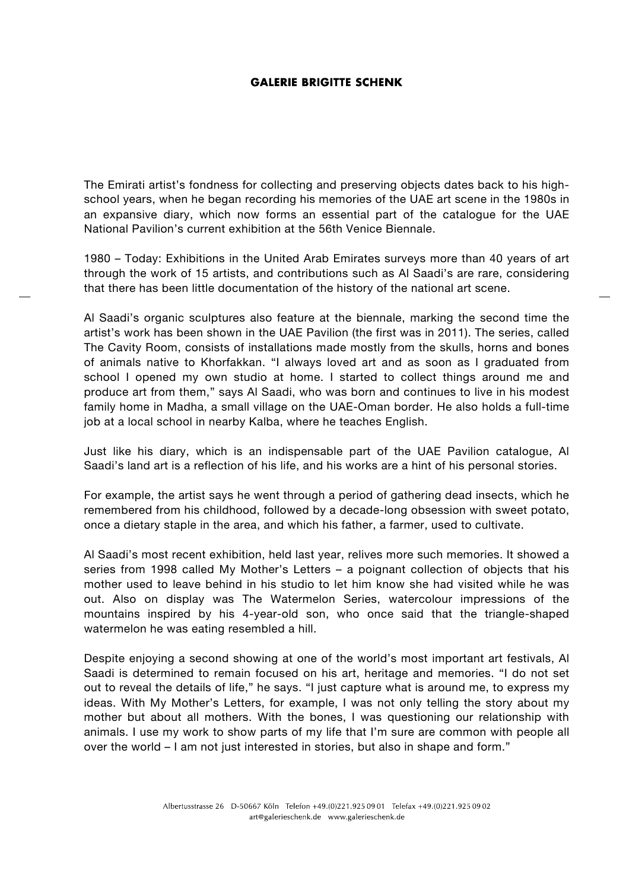The Emirati artist's fondness for collecting and preserving objects dates back to his high-school years, when he began recording his memories of the UAE art scene in the 1980s in an expansive diary, which now forms an essential part of the catalogue for the UAE National Pavilion's current exhibition at the 56th Venice Biennale.

1980 – Today: Exhibitions in the United Arab Emirates surveys more than 40 years of art through the work of 15 artists, and contributions such as Al Saadi's are rare, considering that there has been little documentation of the history of the national art scene.

Al Saadi's organic sculptures also feature at the biennale, marking the second time the artist's work has been shown in the UAE Pavilion (the first was in 2011). The series, called The Cavity Room, consists of installations made mostly from the skulls, horns and bones of animals native to Khorfakkan. "I always loved art and as soon as I graduated from school I opened my own studio at home. I started to collect things around me and produce art from them," says Al Saadi, who was born and continues to live in his modest family home in Madha, a small village on the UAE-Oman border. He also holds a full-time job at a local school in nearby Kalba, where he teaches English.

Just like his diary, which is an indispensable part of the UAE Pavilion catalogue, Al Saadi's land art is a reflection of his life, and his works are a hint of his personal stories.

For example, the artist says he went through a period of gathering dead insects, which he remembered from his childhood, followed by a decade-long obsession with sweet potato, once a dietary staple in the area, and which his father, a farmer, used to cultivate.

Al Saadi's most recent exhibition, held last year, relives more such memories. It showed a series from 1998 called My Mother's Letters – a poignant collection of objects that his mother used to leave behind in his studio to let him know she had visited while he was out. Also on display was The Watermelon Series, watercolour impressions of the mountains inspired by his 4-year-old son, who once said that the triangle-shaped watermelon he was eating resembled a hill.

Despite enjoying a second showing at one of the world's most important art festivals, Al Saadi is determined to remain focused on his art, heritage and memories. "I do not set out to reveal the details of life," he says. "I just capture what is around me, to express my ideas. With My Mother's Letters, for example, I was not only telling the story about my mother but about all mothers. With the bones, I was questioning our relationship with animals. I use my work to show parts of my life that I'm sure are common with people all over the world – I am not just interested in stories, but also in shape and form."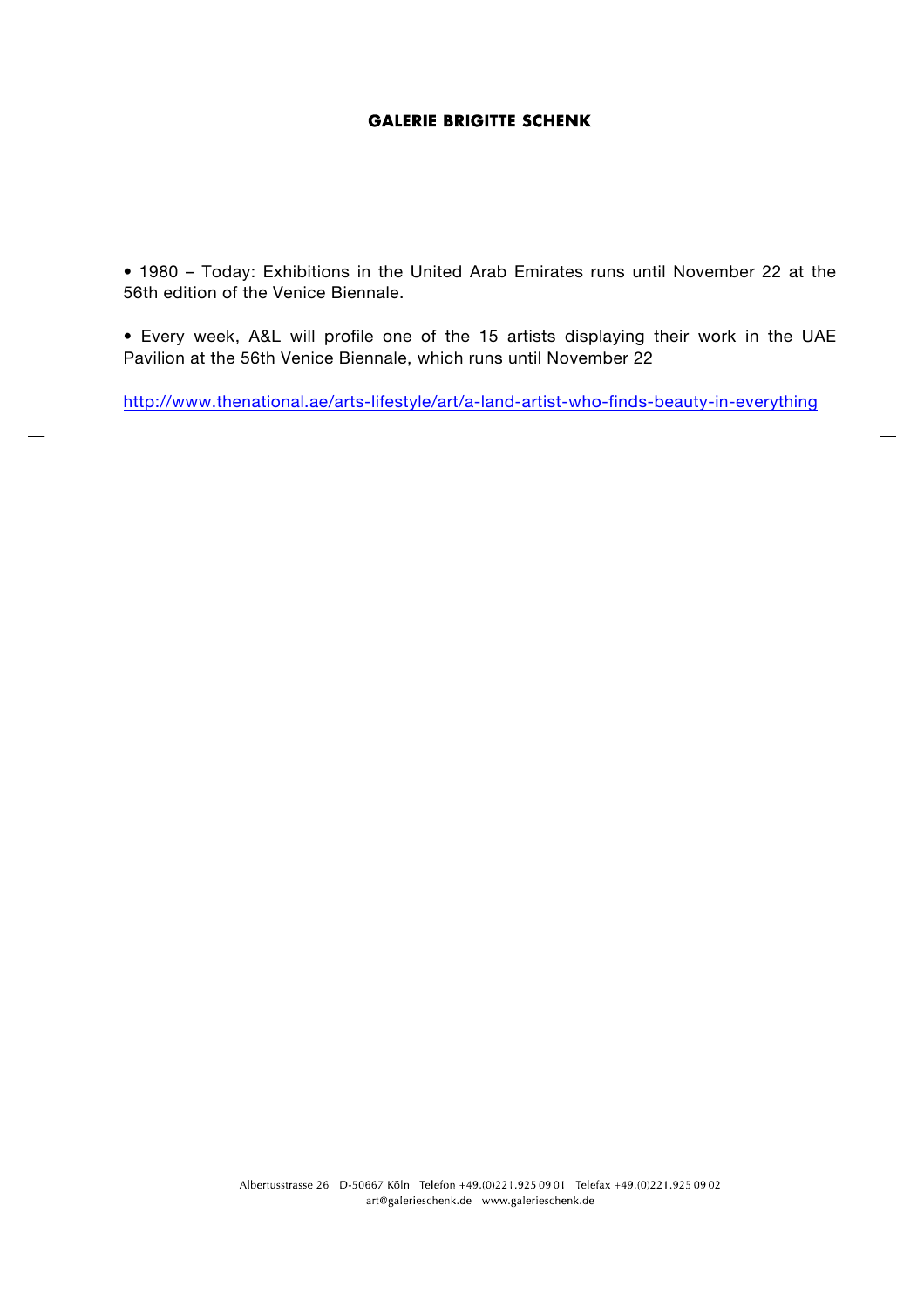• 1980 – Today: Exhibitions in the United Arab Emirates runs until November 22 at the 56th edition of the Venice Biennale.

• Every week, A&L will profile one of the 15 artists displaying their work in the UAE Pavilion at the 56th Venice Biennale, which runs until November 22

http://www.thenational.ae/arts-lifestyle/art/a-land-artist-who-finds-beauty-in-everything